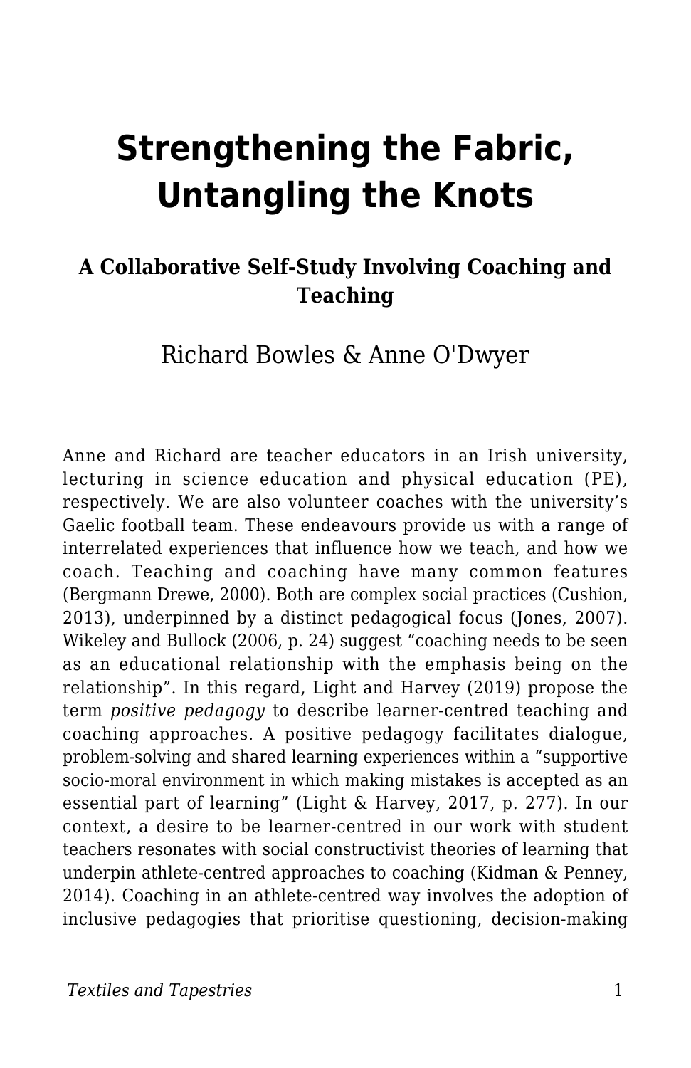# Strengthening the Fabric, Untangling the Knots

### A Collaborative Self-Study Involving Coaching and Teaching

Richard Bowles & Anne O'Dwyer

Anne and Richard are teacher educators in an Irish university, lecturing in science education and physical education (PE), respectively. We are also volunteer coaches with the university's Gaelic football team. These endeavours provide us with a range of interrelated experiences that influence how we teach, and how we coach. Teaching and coaching have many common features (Bergmann Drewe, 2000). Both are complex social practices (Cushion, 2013), underpinned by a distinct pedagogical focus (Jones, 2007). Wikeley and Bullock (2006, p. 24) suggest "coaching needs to be seen as an educational relationship with the emphasis being on the relationship". In this regard, Light and Harvey (2019) propose the term *positive pedagogy* to describe learner-centred teaching and coaching approaches. A positive pedagogy facilitates dialogue, problem-solving and shared learning experiences within a "supportive socio-moral environment in which making mistakes is accepted as an essential part of learning" (Light & Harvey, 2017, p. 277). In our context, a desire to be learner-centred in our work with student teachers resonates with social constructivist theories of learning that underpin athlete-centred approaches to coaching (Kidman & Penney, 2014). Coaching in an athlete-centred way involves the adoption of inclusive pedagogies that prioritise questioning, decision-making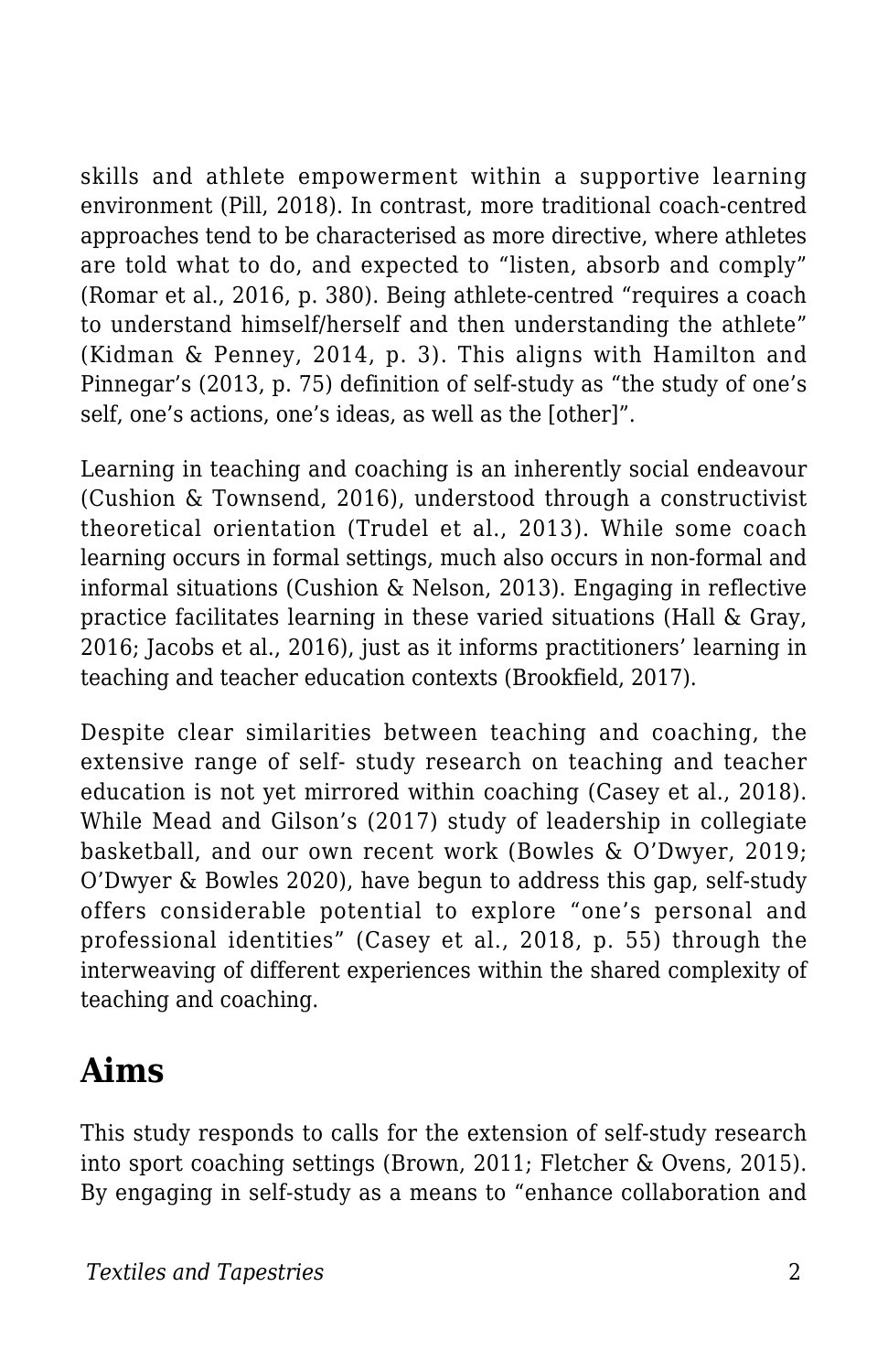skills and athlete empowerment within a supportive learning environment (Pill, 2018). In contrast, more traditional coach-centred approaches tend to be characterised as more directive, where athletes are told what to do, and expected to "listen, absorb and comply" (Romar et al., 2016, p. 380). Being athlete-centred "requires a coach to understand himself/herself and then understanding the athlete" (Kidman & Penney, 2014, p. 3). This aligns with Hamilton and Pinnegar's (2013, p. 75) definition of self-study as "the study of one's self, one's actions, one's ideas, as well as the [other]".

Learning in teaching and coaching is an inherently social endeavour (Cushion & Townsend, 2016), understood through a constructivist theoretical orientation (Trudel et al., 2013). While some coach learning occurs in formal settings, much also occurs in non-formal and informal situations (Cushion & Nelson, 2013). Engaging in reflective practice facilitates learning in these varied situations (Hall & Gray, 2016; Jacobs et al., 2016), just as it informs practitioners' learning in teaching and teacher education contexts (Brookfield, 2017).

Despite clear similarities between teaching and coaching, the extensive range of self- study research on teaching and teacher education is not yet mirrored within coaching (Casey et al., 2018). While Mead and Gilson's (2017) study of leadership in collegiate basketball, and our own recent work (Bowles & O'Dwyer, 2019; O'Dwyer & Bowles 2020), have begun to address this gap, self-study offers considerable potential to explore "one's personal and professional identities" (Casey et al., 2018, p. 55) through the interweaving of different experiences within the shared complexity of teaching and coaching.

## Aims

This study responds to calls for the extension of self-study research into sport coaching settings (Brown, 2011; Fletcher & Ovens, 2015). By engaging in self-study as a means to "enhance collaboration and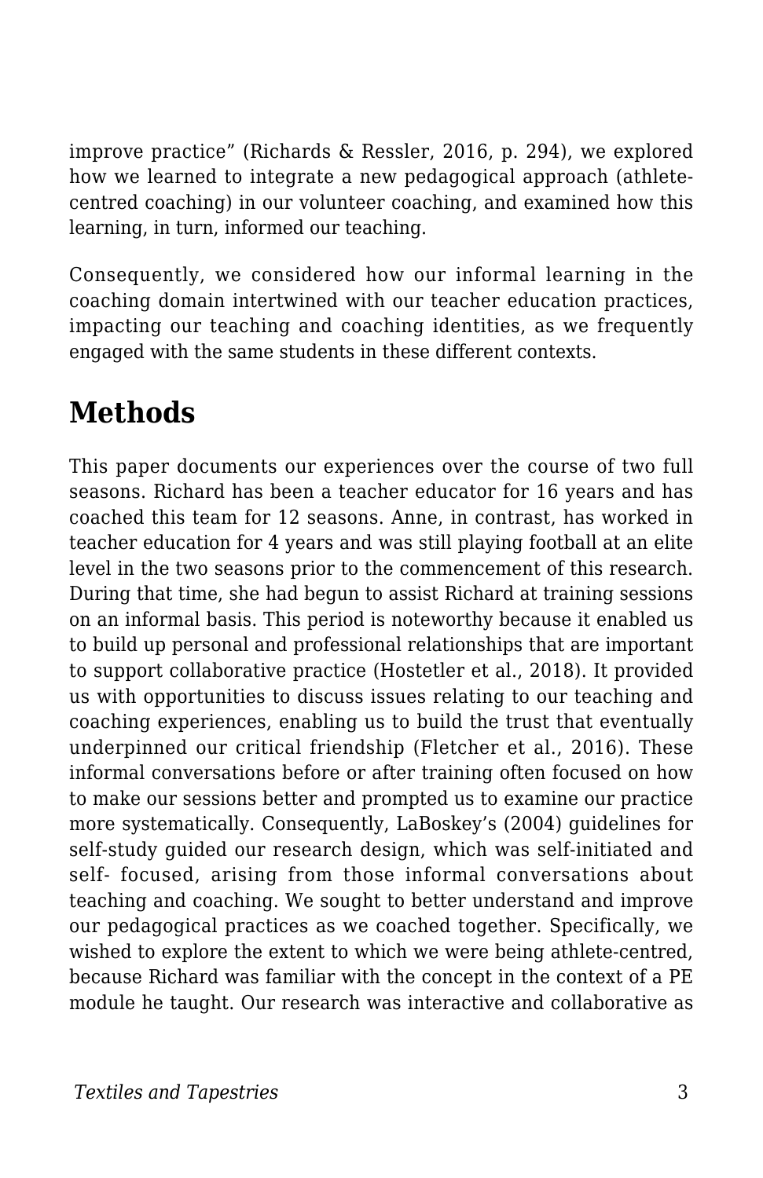improve practice" (Richards & Ressler, 2016, p. 294), we explored how we learned to integrate a new pedagogical approach (athlete-centred coaching) in our volunteer coaching, and examined how this learning, in turn, informed our teaching.

Consequently, we considered how our informal learning in the coaching domain intertwined with our teacher education practices, impacting our teaching and coaching identities, as we frequently engaged with the same students in these different contexts.

## Methods

This paper documents our experiences over the course of two full seasons. Richard has been a teacher educator for 16 years and has coached this team for 12 seasons. Anne, in contrast, has worked in teacher education for 4 years and was still playing football at an elite level in the two seasons prior to the commencement of this research. During that time, she had begun to assist Richard at training sessions on an informal basis. This period is noteworthy because it enabled us to build up personal and professional relationships that are important to support collaborative practice (Hostetler et al., 2018). It provided us with opportunities to discuss issues relating to our teaching and coaching experiences, enabling us to build the trust that eventually underpinned our critical friendship (Fletcher et al., 2016). These informal conversations before or after training often focused on how to make our sessions better and prompted us to examine our practice more systematically. Consequently, LaBoskey's (2004) guidelines for self-study guided our research design, which was self-initiated and self- focused, arising from those informal conversations about teaching and coaching. We sought to better understand and improve our pedagogical practices as we coached together. Specifically, we wished to explore the extent to which we were being athlete-centred, because Richard was familiar with the concept in the context of a PE module he taught. Our research was interactive and collaborative as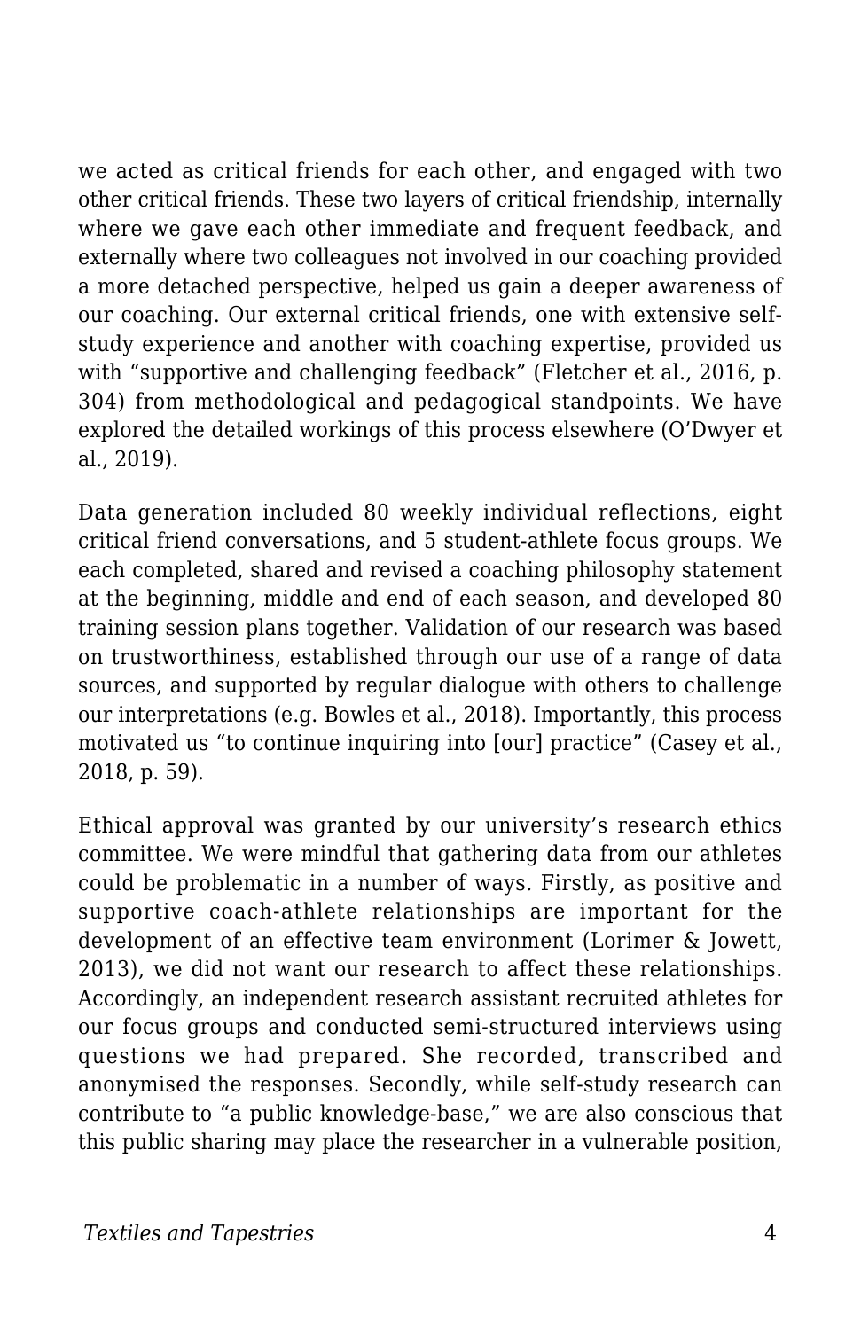we acted as critical friends for each other, and engaged with two other critical friends. These two layers of critical friendship, internally where we gave each other immediate and frequent feedback, and externally where two colleagues not involved in our coaching provided a more detached perspective, helped us gain a deeper awareness of our coaching. Our external critical friends, one with extensive self-study experience and another with coaching expertise, provided us with "supportive and challenging feedback" (Fletcher et al., 2016, p. 304) from methodological and pedagogical standpoints. We have explored the detailed workings of this process elsewhere (O'Dwyer et al., 2019).

Data generation included 80 weekly individual reflections, eight critical friend conversations, and 5 student-athlete focus groups. We each completed, shared and revised a coaching philosophy statement at the beginning, middle and end of each season, and developed 80 training session plans together. Validation of our research was based on trustworthiness, established through our use of a range of data sources, and supported by regular dialogue with others to challenge our interpretations (e.g. Bowles et al., 2018). Importantly, this process motivated us "to continue inquiring into [our] practice" (Casey et al., 2018, p. 59).

Ethical approval was granted by our university's research ethics committee. We were mindful that gathering data from our athletes could be problematic in a number of ways. Firstly, as positive and supportive coach-athlete relationships are important for the development of an effective team environment (Lorimer & Jowett, 2013), we did not want our research to affect these relationships. Accordingly, an independent research assistant recruited athletes for our focus groups and conducted semi-structured interviews using questions we had prepared. She recorded, transcribed and anonymised the responses. Secondly, while self-study research can contribute to "a public knowledge-base," we are also conscious that this public sharing may place the researcher in a vulnerable position,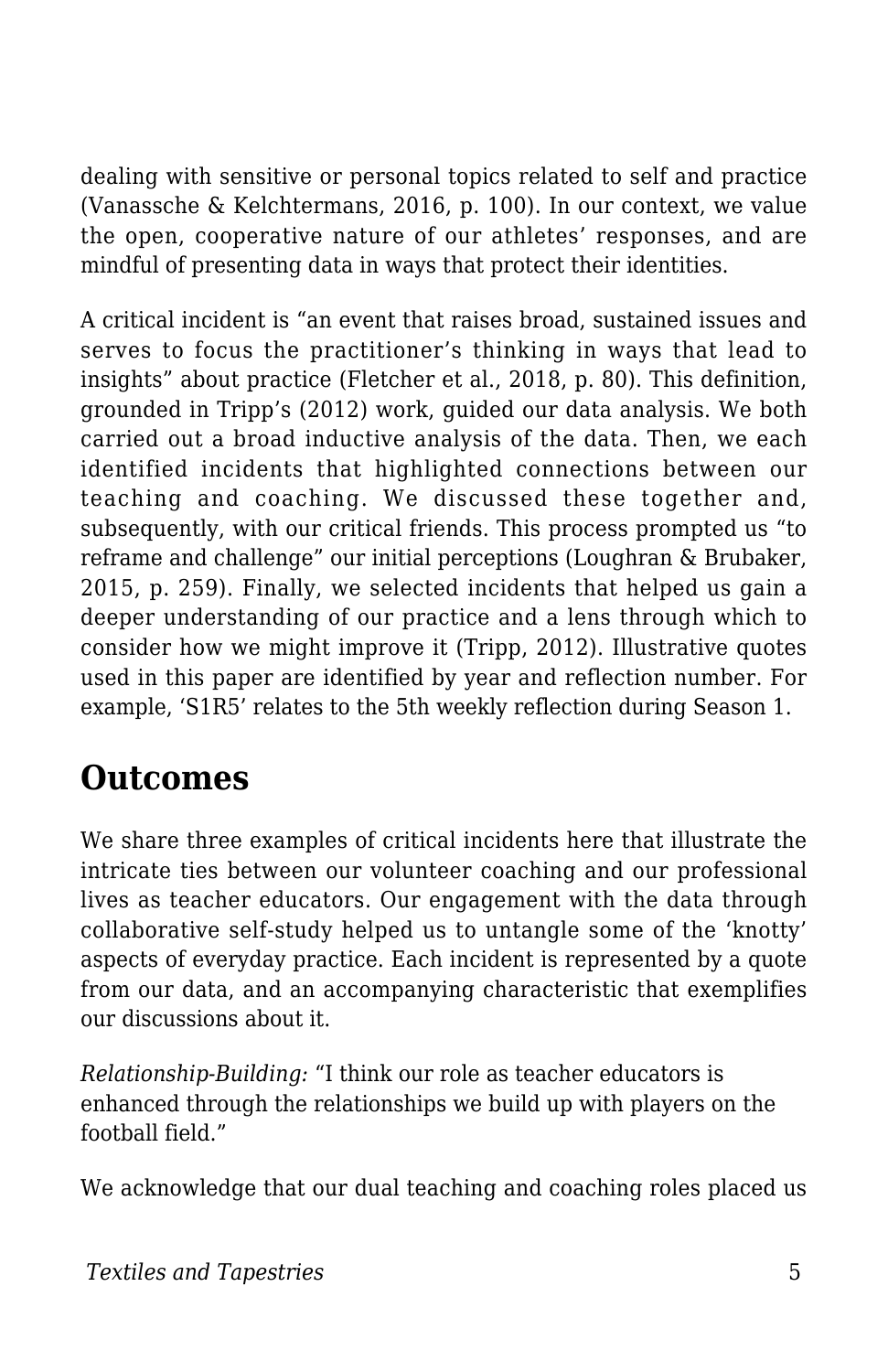dealing with sensitive or personal topics related to self and practice (Vanassche & Kelchtermans, 2016, p. 100). In our context, we value the open, cooperative nature of our athletes' responses, and are mindful of presenting data in ways that protect their identities.

A critical incident is "an event that raises broad, sustained issues and serves to focus the practitioner's thinking in ways that lead to insights" about practice (Fletcher et al., 2018, p. 80). This definition, grounded in Tripp's (2012) work, guided our data analysis. We both carried out a broad inductive analysis of the data. Then, we each identified incidents that highlighted connections between our teaching and coaching. We discussed these together and, subsequently, with our critical friends. This process prompted us "to reframe and challenge" our initial perceptions (Loughran & Brubaker, 2015, p. 259). Finally, we selected incidents that helped us gain a deeper understanding of our practice and a lens through which to consider how we might improve it (Tripp, 2012). Illustrative quotes used in this paper are identified by year and reflection number. For example, 'S1R5' relates to the 5th weekly reflection during Season 1.

## Outcomes

We share three examples of critical incidents here that illustrate the intricate ties between our volunteer coaching and our professional lives as teacher educators. Our engagement with the data through collaborative self-study helped us to untangle some of the 'knotty' aspects of everyday practice. Each incident is represented by a quote from our data, and an accompanying characteristic that exemplifies our discussions about it.

*Relationship-Building:* "I think our role as teacher educators is enhanced through the relationships we build up with players on the football field."

We acknowledge that our dual teaching and coaching roles placed us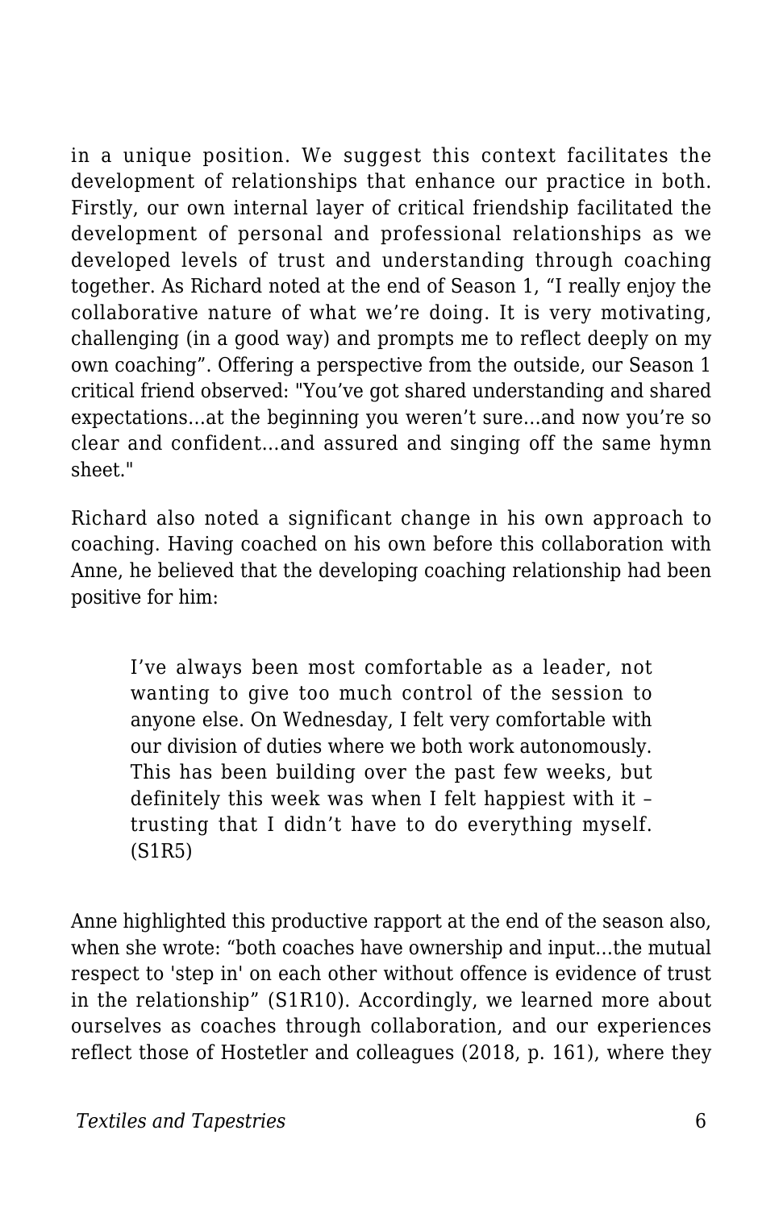in a unique position. We suggest this context facilitates the development of relationships that enhance our practice in both. Firstly, our own internal layer of critical friendship facilitated the development of personal and professional relationships as we developed levels of trust and understanding through coaching together. As Richard noted at the end of Season 1, "I really enjoy the collaborative nature of what we're doing. It is very motivating, challenging (in a good way) and prompts me to reflect deeply on my own coaching". Offering a perspective from the outside, our Season 1 critical friend observed: "You've got shared understanding and shared expectations…at the beginning you weren't sure…and now you're so clear and confident…and assured and singing off the same hymn sheet."

Richard also noted a significant change in his own approach to coaching. Having coached on his own before this collaboration with Anne, he believed that the developing coaching relationship had been positive for him:

> I've always been most comfortable as a leader, not wanting to give too much control of the session to anyone else. On Wednesday, I felt very comfortable with our division of duties where we both work autonomously. This has been building over the past few weeks, but definitely this week was when I felt happiest with it – trusting that I didn't have to do everything myself. (S1R5)

Anne highlighted this productive rapport at the end of the season also, when she wrote: "both coaches have ownership and input…the mutual respect to 'step in' on each other without offence is evidence of trust in the relationship" (S1R10). Accordingly, we learned more about ourselves as coaches through collaboration, and our experiences reflect those of Hostetler and colleagues (2018, p. 161), where they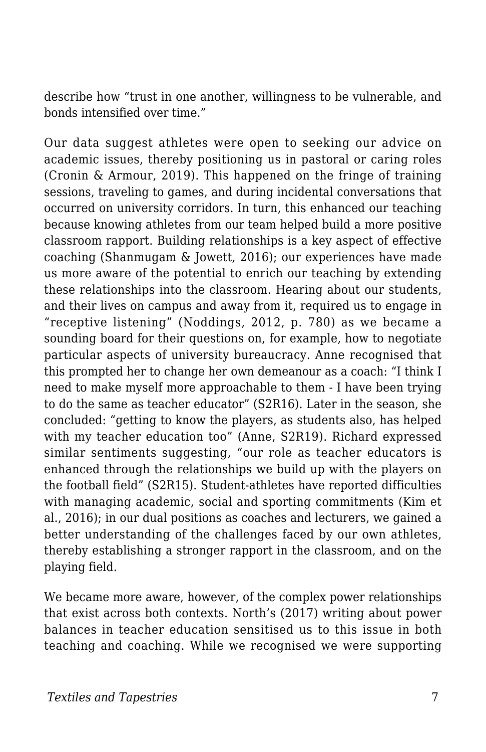describe how "trust in one another, willingness to be vulnerable, and bonds intensified over time."

Our data suggest athletes were open to seeking our advice on academic issues, thereby positioning us in pastoral or caring roles (Cronin & Armour, 2019). This happened on the fringe of training sessions, traveling to games, and during incidental conversations that occurred on university corridors. In turn, this enhanced our teaching because knowing athletes from our team helped build a more positive classroom rapport. Building relationships is a key aspect of effective coaching (Shanmugam & Jowett, 2016); our experiences have made us more aware of the potential to enrich our teaching by extending these relationships into the classroom. Hearing about our students, and their lives on campus and away from it, required us to engage in "receptive listening" (Noddings, 2012, p. 780) as we became a sounding board for their questions on, for example, how to negotiate particular aspects of university bureaucracy. Anne recognised that this prompted her to change her own demeanour as a coach: "I think I need to make myself more approachable to them - I have been trying to do the same as teacher educator" (S2R16). Later in the season, she concluded: "getting to know the players, as students also, has helped with my teacher education too" (Anne, S2R19). Richard expressed similar sentiments suggesting, "our role as teacher educators is enhanced through the relationships we build up with the players on the football field" (S2R15). Student-athletes have reported difficulties with managing academic, social and sporting commitments (Kim et al., 2016); in our dual positions as coaches and lecturers, we gained a better understanding of the challenges faced by our own athletes, thereby establishing a stronger rapport in the classroom, and on the playing field.

We became more aware, however, of the complex power relationships that exist across both contexts. North's (2017) writing about power balances in teacher education sensitised us to this issue in both teaching and coaching. While we recognised we were supporting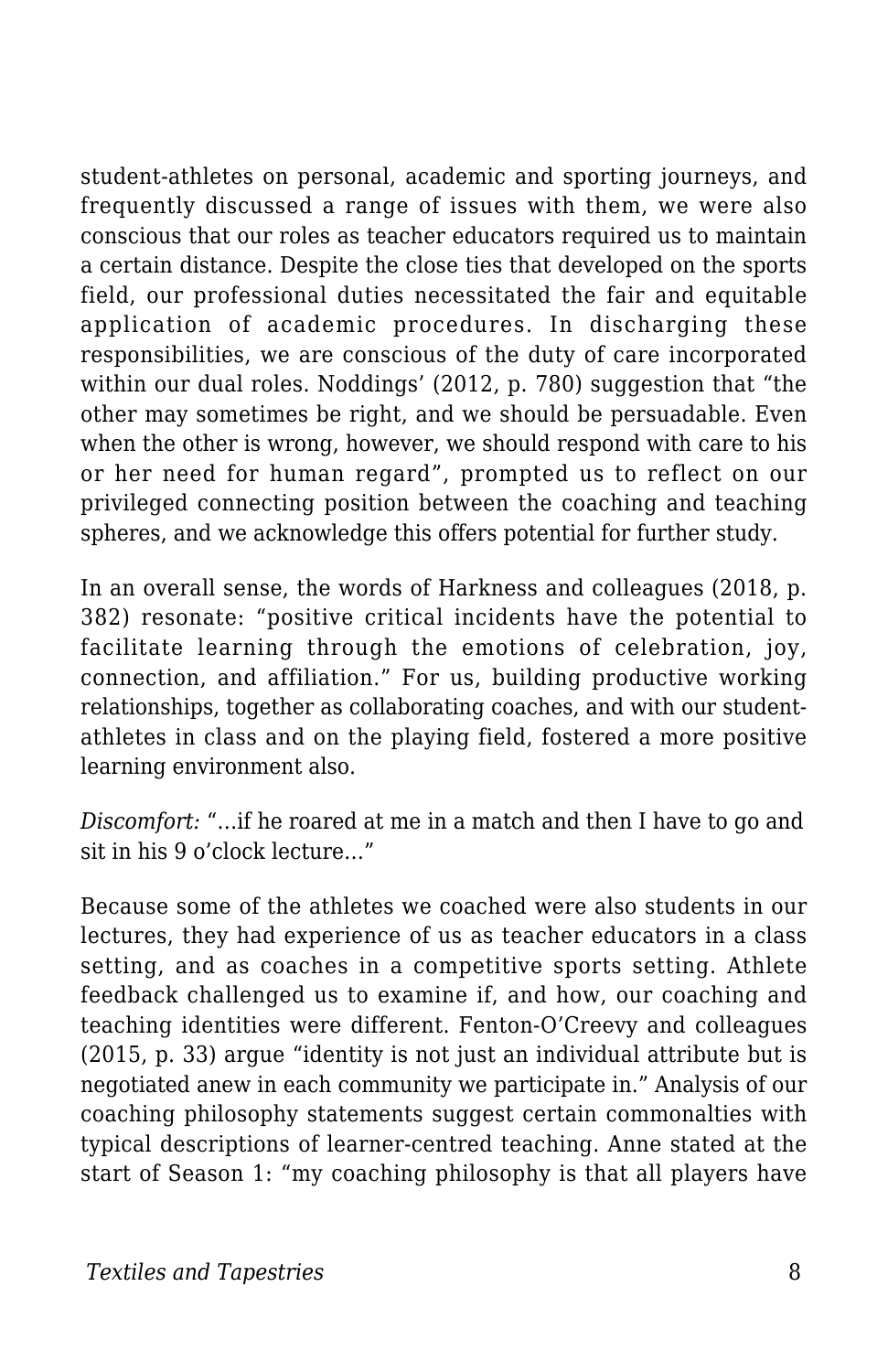student-athletes on personal, academic and sporting journeys, and frequently discussed a range of issues with them, we were also conscious that our roles as teacher educators required us to maintain a certain distance. Despite the close ties that developed on the sports field, our professional duties necessitated the fair and equitable application of academic procedures. In discharging these responsibilities, we are conscious of the duty of care incorporated within our dual roles. Noddings' (2012, p. 780) suggestion that "the other may sometimes be right, and we should be persuadable. Even when the other is wrong, however, we should respond with care to his or her need for human regard", prompted us to reflect on our privileged connecting position between the coaching and teaching spheres, and we acknowledge this offers potential for further study.

In an overall sense, the words of Harkness and colleagues (2018, p. 382) resonate: "positive critical incidents have the potential to facilitate learning through the emotions of celebration, joy, connection, and affiliation." For us, building productive working relationships, together as collaborating coaches, and with our student-athletes in class and on the playing field, fostered a more positive learning environment also.

*Discomfort:* "…if he roared at me in a match and then I have to go and sit in his 9 o'clock lecture…"

Because some of the athletes we coached were also students in our lectures, they had experience of us as teacher educators in a class setting, and as coaches in a competitive sports setting. Athlete feedback challenged us to examine if, and how, our coaching and teaching identities were different. Fenton-O'Creevy and colleagues (2015, p. 33) argue "identity is not just an individual attribute but is negotiated anew in each community we participate in." Analysis of our coaching philosophy statements suggest certain commonalties with typical descriptions of learner-centred teaching. Anne stated at the start of Season 1: "my coaching philosophy is that all players have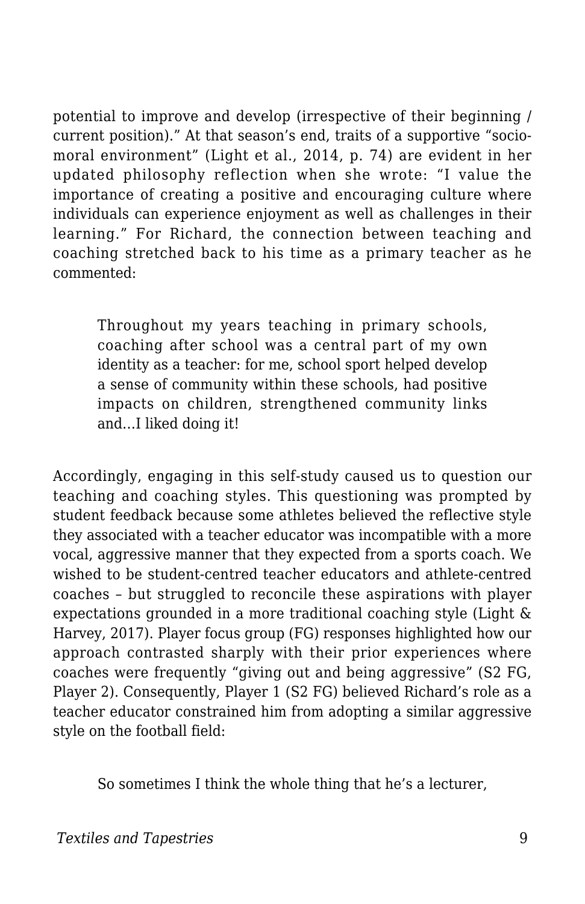potential to improve and develop (irrespective of their beginning / current position).” At that season’s end, traits of a supportive “socio-moral environment” (Light et al., 2014, p. 74) are evident in her updated philosophy reflection when she wrote: “I value the importance of creating a positive and encouraging culture where individuals can experience enjoyment as well as challenges in their learning.” For Richard, the connection between teaching and coaching stretched back to his time as a primary teacher as he commented:

> Throughout my years teaching in primary schools, coaching after school was a central part of my own identity as a teacher: for me, school sport helped develop a sense of community within these schools, had positive impacts on children, strengthened community links and…I liked doing it!

Accordingly, engaging in this self-study caused us to question our teaching and coaching styles. This questioning was prompted by student feedback because some athletes believed the reflective style they associated with a teacher educator was incompatible with a more vocal, aggressive manner that they expected from a sports coach. We wished to be student-centred teacher educators and athlete-centred coaches – but struggled to reconcile these aspirations with player expectations grounded in a more traditional coaching style (Light & Harvey, 2017). Player focus group (FG) responses highlighted how our approach contrasted sharply with their prior experiences where coaches were frequently “giving out and being aggressive” (S2 FG, Player 2). Consequently, Player 1 (S2 FG) believed Richard’s role as a teacher educator constrained him from adopting a similar aggressive style on the football field:

> So sometimes I think the whole thing that he’s a lecturer,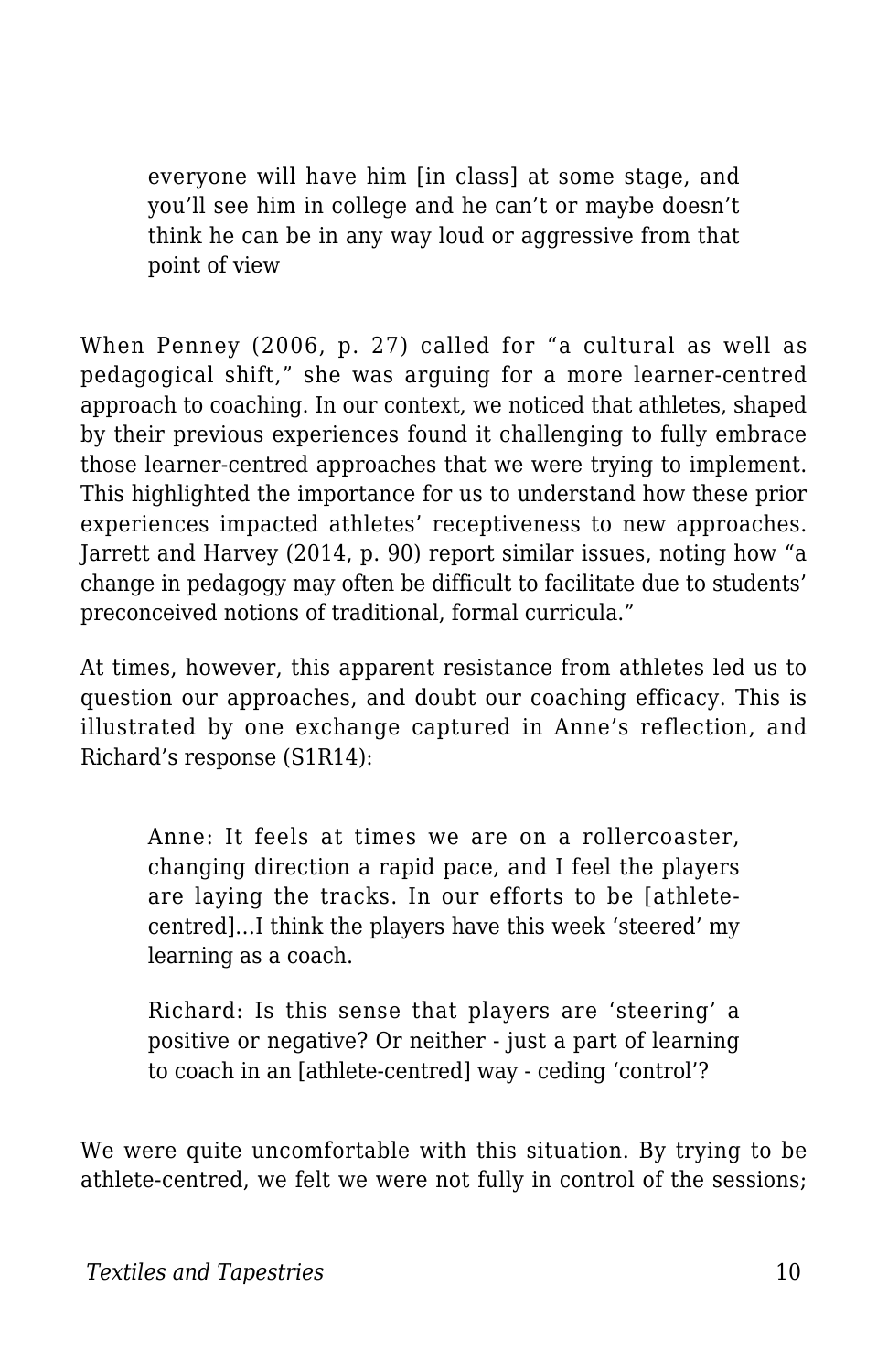> everyone will have him [in class] at some stage, and you'll see him in college and he can't or maybe doesn't think he can be in any way loud or aggressive from that point of view

When Penney (2006, p. 27) called for "a cultural as well as pedagogical shift," she was arguing for a more learner-centred approach to coaching. In our context, we noticed that athletes, shaped by their previous experiences found it challenging to fully embrace those learner-centred approaches that we were trying to implement. This highlighted the importance for us to understand how these prior experiences impacted athletes' receptiveness to new approaches. Jarrett and Harvey (2014, p. 90) report similar issues, noting how "a change in pedagogy may often be difficult to facilitate due to students' preconceived notions of traditional, formal curricula."

At times, however, this apparent resistance from athletes led us to question our approaches, and doubt our coaching efficacy. This is illustrated by one exchange captured in Anne's reflection, and Richard's response (S1R14):

> Anne: It feels at times we are on a rollercoaster, changing direction a rapid pace, and I feel the players are laying the tracks. In our efforts to be [athlete-centred]…I think the players have this week 'steered' my learning as a coach.
>
> Richard: Is this sense that players are 'steering' a positive or negative? Or neither - just a part of learning to coach in an [athlete-centred] way - ceding 'control'?

We were quite uncomfortable with this situation. By trying to be athlete-centred, we felt we were not fully in control of the sessions;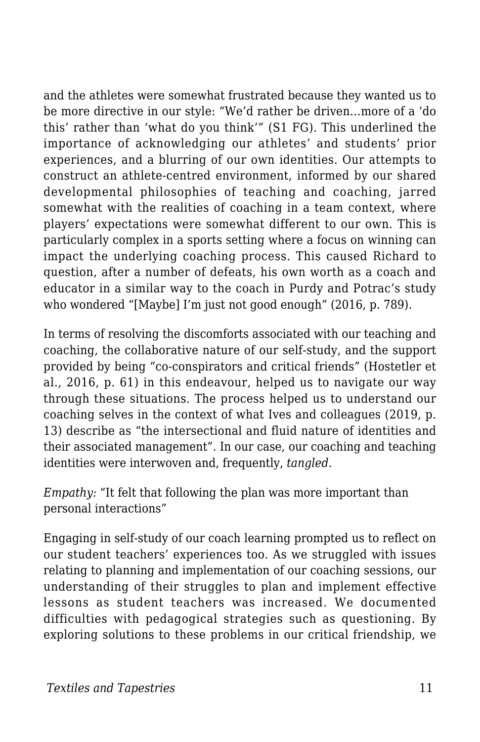and the athletes were somewhat frustrated because they wanted us to be more directive in our style: "We'd rather be driven…more of a 'do this' rather than 'what do you think'" (S1 FG). This underlined the importance of acknowledging our athletes' and students' prior experiences, and a blurring of our own identities. Our attempts to construct an athlete-centred environment, informed by our shared developmental philosophies of teaching and coaching, jarred somewhat with the realities of coaching in a team context, where players' expectations were somewhat different to our own. This is particularly complex in a sports setting where a focus on winning can impact the underlying coaching process. This caused Richard to question, after a number of defeats, his own worth as a coach and educator in a similar way to the coach in Purdy and Potrac's study who wondered "[Maybe] I'm just not good enough" (2016, p. 789).

In terms of resolving the discomforts associated with our teaching and coaching, the collaborative nature of our self-study, and the support provided by being "co-conspirators and critical friends" (Hostetler et al., 2016, p. 61) in this endeavour, helped us to navigate our way through these situations. The process helped us to understand our coaching selves in the context of what Ives and colleagues (2019, p. 13) describe as "the intersectional and fluid nature of identities and their associated management". In our case, our coaching and teaching identities were interwoven and, frequently, *tangled*.

*Empathy:* "It felt that following the plan was more important than personal interactions"

Engaging in self-study of our coach learning prompted us to reflect on our student teachers' experiences too. As we struggled with issues relating to planning and implementation of our coaching sessions, our understanding of their struggles to plan and implement effective lessons as student teachers was increased. We documented difficulties with pedagogical strategies such as questioning. By exploring solutions to these problems in our critical friendship, we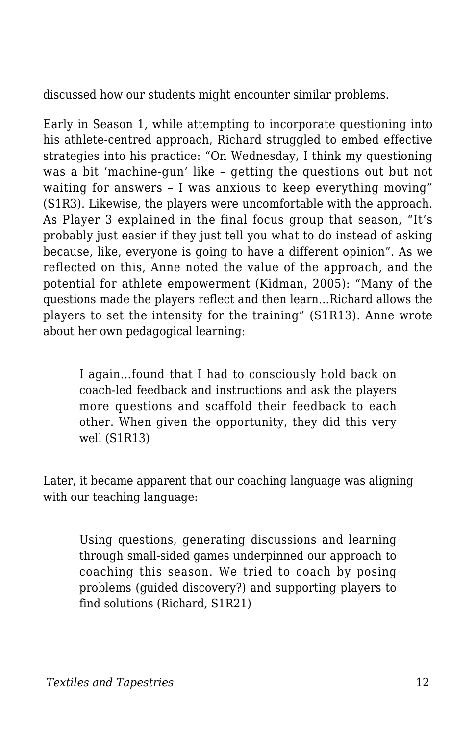discussed how our students might encounter similar problems.

Early in Season 1, while attempting to incorporate questioning into his athlete-centred approach, Richard struggled to embed effective strategies into his practice: "On Wednesday, I think my questioning was a bit 'machine-gun' like – getting the questions out but not waiting for answers – I was anxious to keep everything moving" (S1R3). Likewise, the players were uncomfortable with the approach. As Player 3 explained in the final focus group that season, "It's probably just easier if they just tell you what to do instead of asking because, like, everyone is going to have a different opinion". As we reflected on this, Anne noted the value of the approach, and the potential for athlete empowerment (Kidman, 2005): "Many of the questions made the players reflect and then learn…Richard allows the players to set the intensity for the training" (S1R13). Anne wrote about her own pedagogical learning:

> I again…found that I had to consciously hold back on coach-led feedback and instructions and ask the players more questions and scaffold their feedback to each other. When given the opportunity, they did this very well (S1R13)

Later, it became apparent that our coaching language was aligning with our teaching language:

> Using questions, generating discussions and learning through small-sided games underpinned our approach to coaching this season. We tried to coach by posing problems (guided discovery?) and supporting players to find solutions (Richard, S1R21)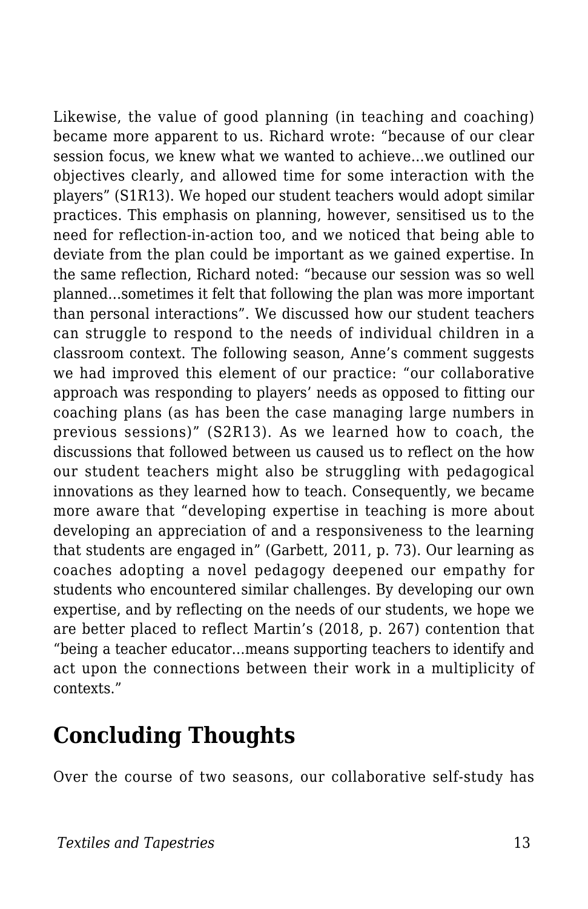Likewise, the value of good planning (in teaching and coaching) became more apparent to us. Richard wrote: “because of our clear session focus, we knew what we wanted to achieve…we outlined our objectives clearly, and allowed time for some interaction with the players” (S1R13). We hoped our student teachers would adopt similar practices. This emphasis on planning, however, sensitised us to the need for reflection-in-action too, and we noticed that being able to deviate from the plan could be important as we gained expertise. In the same reflection, Richard noted: “because our session was so well planned…sometimes it felt that following the plan was more important than personal interactions”. We discussed how our student teachers can struggle to respond to the needs of individual children in a classroom context. The following season, Anne’s comment suggests we had improved this element of our practice: “our collaborative approach was responding to players’ needs as opposed to fitting our coaching plans (as has been the case managing large numbers in previous sessions)” (S2R13). As we learned how to coach, the discussions that followed between us caused us to reflect on the how our student teachers might also be struggling with pedagogical innovations as they learned how to teach. Consequently, we became more aware that “developing expertise in teaching is more about developing an appreciation of and a responsiveness to the learning that students are engaged in” (Garbett, 2011, p. 73). Our learning as coaches adopting a novel pedagogy deepened our empathy for students who encountered similar challenges. By developing our own expertise, and by reflecting on the needs of our students, we hope we are better placed to reflect Martin’s (2018, p. 267) contention that “being a teacher educator…means supporting teachers to identify and act upon the connections between their work in a multiplicity of contexts.”

## Concluding Thoughts

Over the course of two seasons, our collaborative self-study has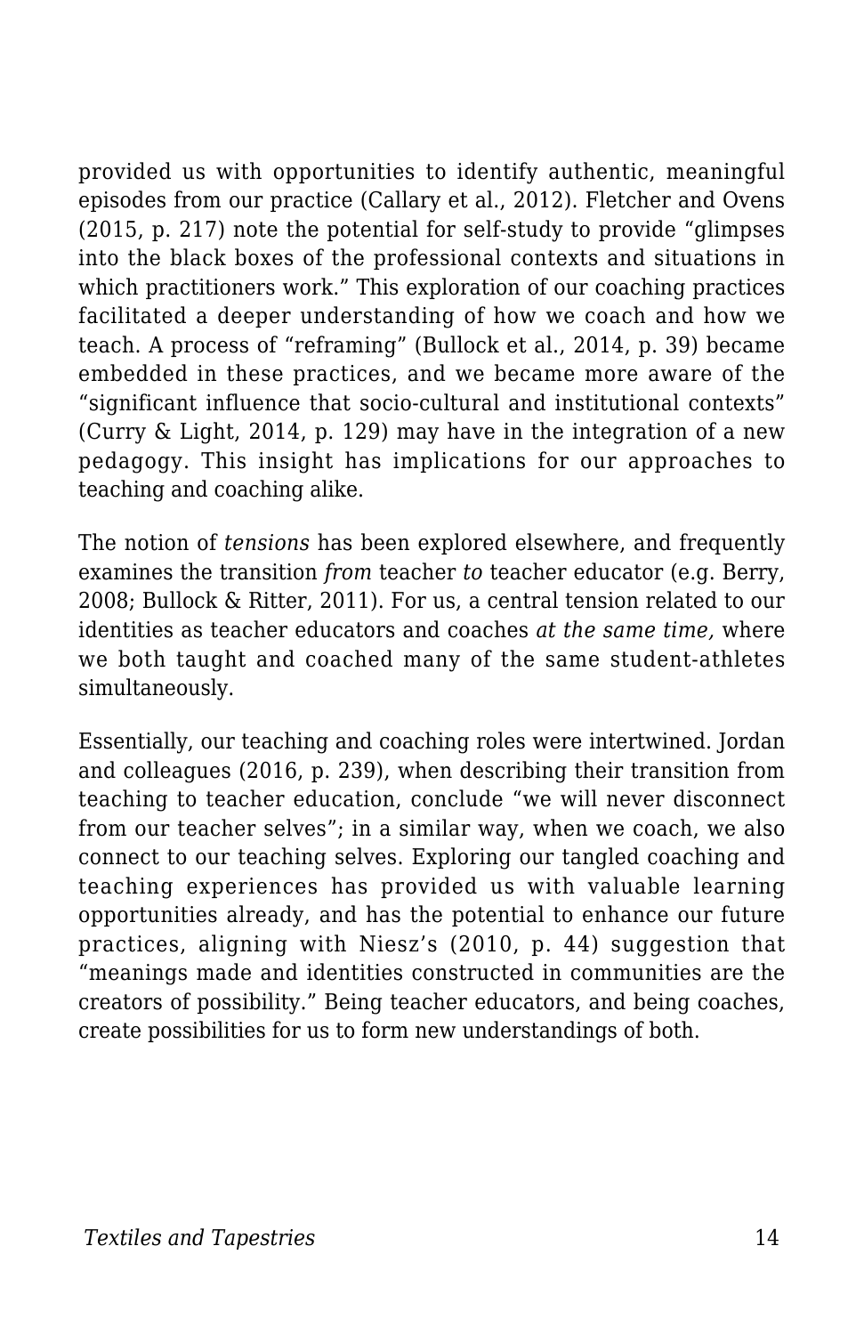provided us with opportunities to identify authentic, meaningful episodes from our practice (Callary et al., 2012). Fletcher and Ovens (2015, p. 217) note the potential for self-study to provide "glimpses into the black boxes of the professional contexts and situations in which practitioners work." This exploration of our coaching practices facilitated a deeper understanding of how we coach and how we teach. A process of "reframing" (Bullock et al., 2014, p. 39) became embedded in these practices, and we became more aware of the "significant influence that socio-cultural and institutional contexts" (Curry & Light, 2014, p. 129) may have in the integration of a new pedagogy. This insight has implications for our approaches to teaching and coaching alike.

The notion of *tensions* has been explored elsewhere, and frequently examines the transition *from* teacher *to* teacher educator (e.g. Berry, 2008; Bullock & Ritter, 2011). For us, a central tension related to our identities as teacher educators and coaches *at the same time,* where we both taught and coached many of the same student-athletes simultaneously.

Essentially, our teaching and coaching roles were intertwined. Jordan and colleagues (2016, p. 239), when describing their transition from teaching to teacher education, conclude "we will never disconnect from our teacher selves"; in a similar way, when we coach, we also connect to our teaching selves. Exploring our tangled coaching and teaching experiences has provided us with valuable learning opportunities already, and has the potential to enhance our future practices, aligning with Niesz's (2010, p. 44) suggestion that "meanings made and identities constructed in communities are the creators of possibility." Being teacher educators, and being coaches, create possibilities for us to form new understandings of both.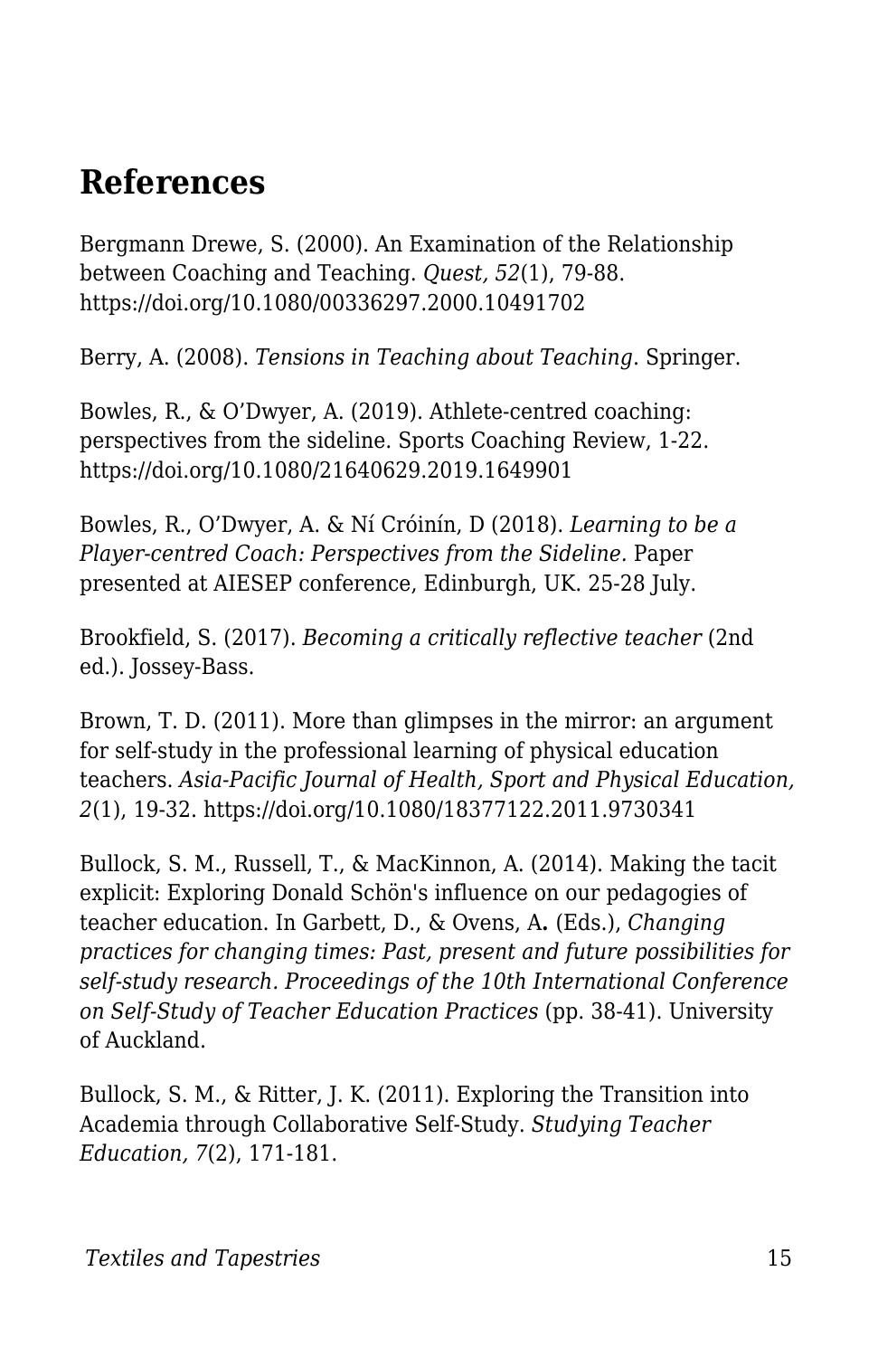## References

Bergmann Drewe, S. (2000). An Examination of the Relationship between Coaching and Teaching. *Quest, 52*(1), 79-88. https://doi.org/10.1080/00336297.2000.10491702

Berry, A. (2008). *Tensions in Teaching about Teaching*. Springer.

Bowles, R., & O'Dwyer, A. (2019). Athlete-centred coaching: perspectives from the sideline. Sports Coaching Review, 1-22. https://doi.org/10.1080/21640629.2019.1649901

Bowles, R., O'Dwyer, A. & Ní Króinín, D (2018). *Learning to be a Player-centred Coach: Perspectives from the Sideline.* Paper presented at AIESEP conference, Edinburgh, UK. 25-28 July.

Brookfield, S. (2017). *Becoming a critically reflective teacher* (2nd ed.). Jossey-Bass.

Brown, T. D. (2011). More than glimpses in the mirror: an argument for self-study in the professional learning of physical education teachers. *Asia-Pacific Journal of Health, Sport and Physical Education, 2*(1), 19-32. https://doi.org/10.1080/18377122.2011.9730341

Bullock, S. M., Russell, T., & MacKinnon, A. (2014). Making the tacit explicit: Exploring Donald Schön's influence on our pedagogies of teacher education. In Garbett, D., & Ovens, A**.** (Eds.), *Changing practices for changing times: Past, present and future possibilities for self-study research. Proceedings of the 10th International Conference on Self-Study of Teacher Education Practices* (pp. 38-41). University of Auckland.

Bullock, S. M., & Ritter, J. K. (2011). Exploring the Transition into Academia through Collaborative Self-Study. *Studying Teacher Education, 7*(2), 171-181.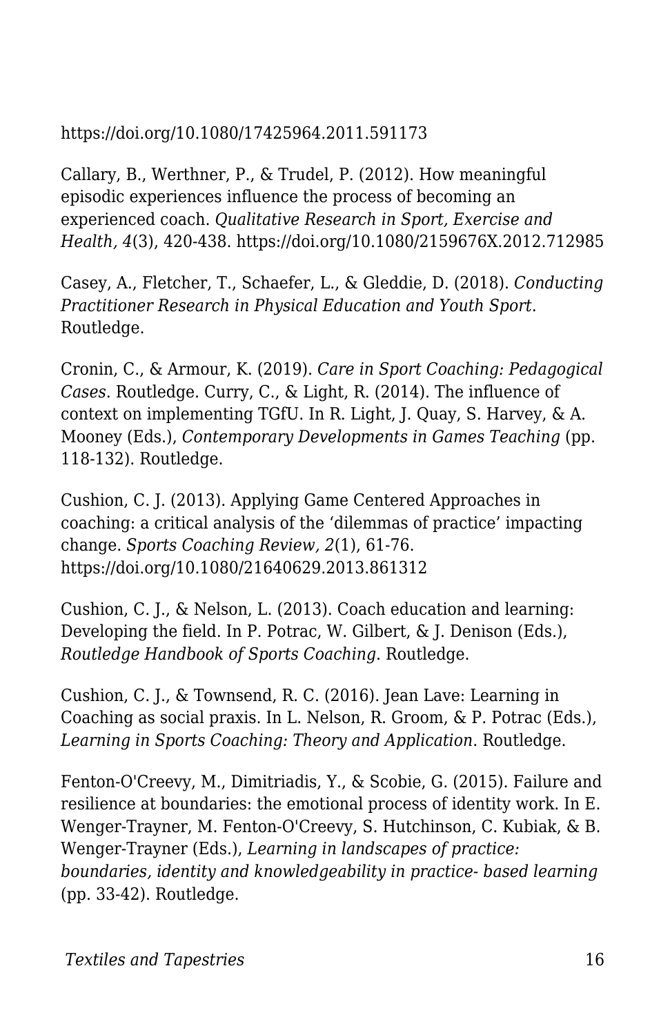https://doi.org/10.1080/17425964.2011.591173

Callary, B., Werthner, P., & Trudel, P. (2012). How meaningful episodic experiences influence the process of becoming an experienced coach. *Qualitative Research in Sport, Exercise and Health, 4*(3), 420-438. https://doi.org/10.1080/2159676X.2012.712985

Casey, A., Fletcher, T., Schaefer, L., & Gleddie, D. (2018). *Conducting Practitioner Research in Physical Education and Youth Sport*. Routledge.

Cronin, C., & Armour, K. (2019). *Care in Sport Coaching: Pedagogical Cases*. Routledge. Curry, C., & Light, R. (2014). The influence of context on implementing TGfU. In R. Light, J. Quay, S. Harvey, & A. Mooney (Eds.), *Contemporary Developments in Games Teaching* (pp. 118-132). Routledge.

Cushion, C. J. (2013). Applying Game Centered Approaches in coaching: a critical analysis of the 'dilemmas of practice' impacting change. *Sports Coaching Review, 2*(1), 61-76. https://doi.org/10.1080/21640629.2013.861312

Cushion, C. J., & Nelson, L. (2013). Coach education and learning: Developing the field. In P. Potrac, W. Gilbert, & J. Denison (Eds.), *Routledge Handbook of Sports Coaching*. Routledge.

Cushion, C. J., & Townsend, R. C. (2016). Jean Lave: Learning in Coaching as social praxis. In L. Nelson, R. Groom, & P. Potrac (Eds.), *Learning in Sports Coaching: Theory and Application*. Routledge.

Fenton-O'Creevy, M., Dimitriadis, Y., & Scobie, G. (2015). Failure and resilience at boundaries: the emotional process of identity work. In E. Wenger-Trayner, M. Fenton-O'Creevy, S. Hutchinson, C. Kubiak, & B. Wenger-Trayner (Eds.), *Learning in landscapes of practice: boundaries, identity and knowledgeability in practice- based learning* (pp. 33-42). Routledge.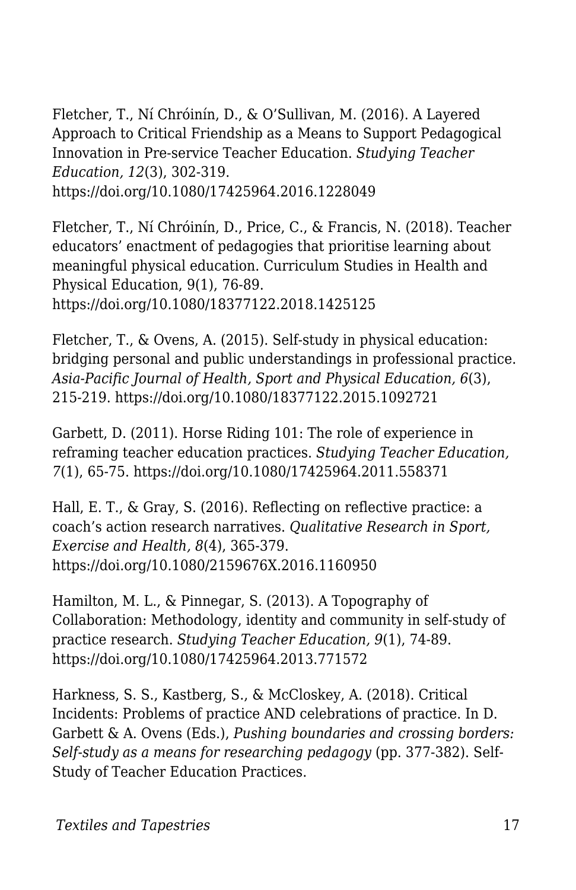Fletcher, T., Ní Chróinín, D., & O'Sullivan, M. (2016). A Layered Approach to Critical Friendship as a Means to Support Pedagogical Innovation in Pre-service Teacher Education. *Studying Teacher Education, 12*(3), 302-319. https://doi.org/10.1080/17425964.2016.1228049

Fletcher, T., Ní Chróinín, D., Price, C., & Francis, N. (2018). Teacher educators' enactment of pedagogies that prioritise learning about meaningful physical education. Curriculum Studies in Health and Physical Education, 9(1), 76-89. https://doi.org/10.1080/18377122.2018.1425125

Fletcher, T., & Ovens, A. (2015). Self-study in physical education: bridging personal and public understandings in professional practice. *Asia-Pacific Journal of Health, Sport and Physical Education, 6*(3), 215-219. https://doi.org/10.1080/18377122.2015.1092721

Garbett, D. (2011). Horse Riding 101: The role of experience in reframing teacher education practices. *Studying Teacher Education, 7*(1), 65-75. https://doi.org/10.1080/17425964.2011.558371

Hall, E. T., & Gray, S. (2016). Reflecting on reflective practice: a coach's action research narratives. *Qualitative Research in Sport, Exercise and Health, 8*(4), 365-379. https://doi.org/10.1080/2159676X.2016.1160950

Hamilton, M. L., & Pinnegar, S. (2013). A Topography of Collaboration: Methodology, identity and community in self-study of practice research. *Studying Teacher Education, 9*(1), 74-89. https://doi.org/10.1080/17425964.2013.771572

Harkness, S. S., Kastberg, S., & McCloskey, A. (2018). Critical Incidents: Problems of practice AND celebrations of practice. In D. Garbett & A. Ovens (Eds.), *Pushing boundaries and crossing borders: Self-study as a means for researching pedagogy* (pp. 377-382). Self-Study of Teacher Education Practices.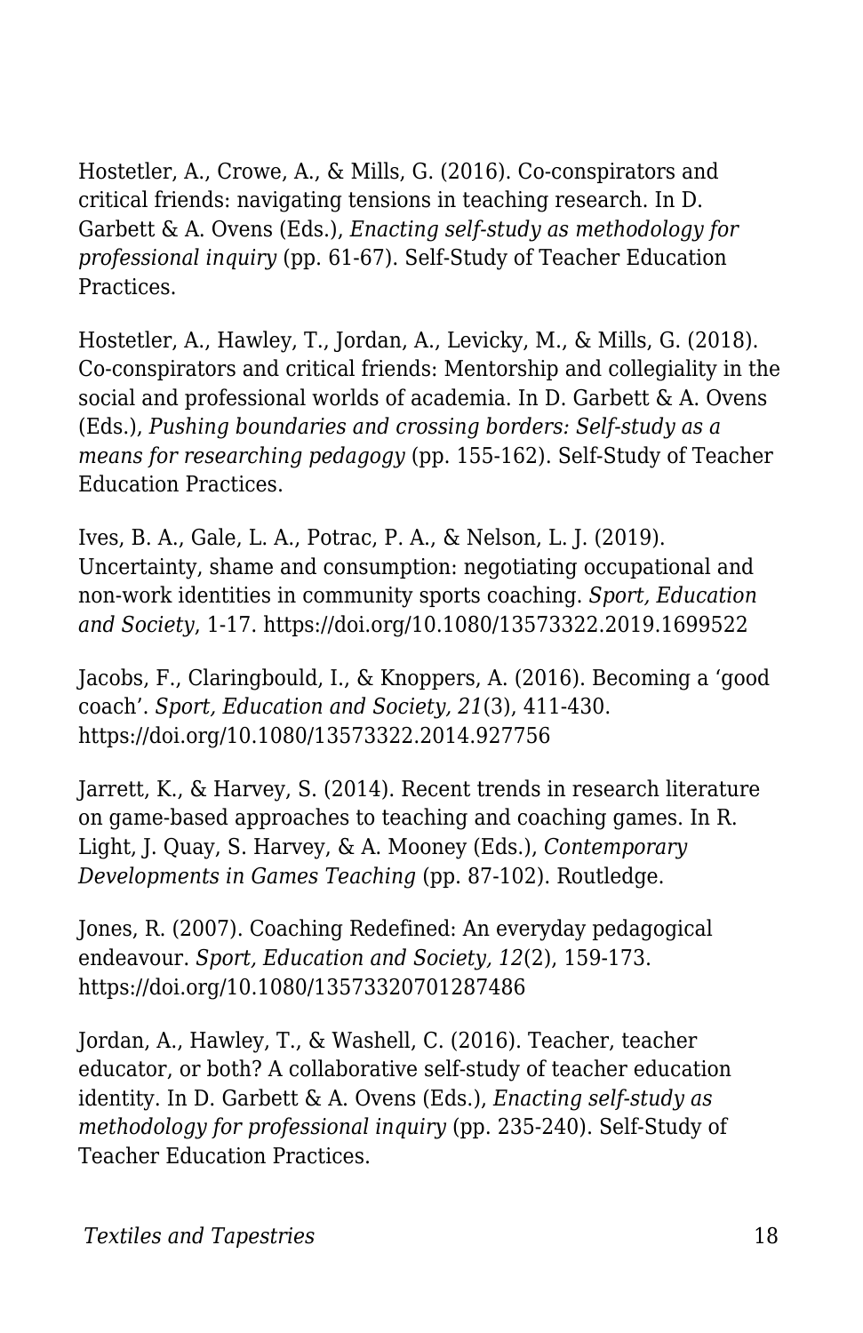Hostetler, A., Crowe, A., & Mills, G. (2016). Co-conspirators and critical friends: navigating tensions in teaching research. In D. Garbett & A. Ovens (Eds.), *Enacting self-study as methodology for professional inquiry* (pp. 61-67). Self-Study of Teacher Education Practices.

Hostetler, A., Hawley, T., Jordan, A., Levicky, M., & Mills, G. (2018). Co-conspirators and critical friends: Mentorship and collegiality in the social and professional worlds of academia. In D. Garbett & A. Ovens (Eds.), *Pushing boundaries and crossing borders: Self-study as a means for researching pedagogy* (pp. 155-162). Self-Study of Teacher Education Practices.

Ives, B. A., Gale, L. A., Potrac, P. A., & Nelson, L. J. (2019). Uncertainty, shame and consumption: negotiating occupational and non-work identities in community sports coaching. *Sport, Education and Society*, 1-17. https://doi.org/10.1080/13573322.2019.1699522

Jacobs, F., Claringbould, I., & Knoppers, A. (2016). Becoming a 'good coach'. *Sport, Education and Society, 21*(3), 411-430. https://doi.org/10.1080/13573322.2014.927756

Jarrett, K., & Harvey, S. (2014). Recent trends in research literature on game-based approaches to teaching and coaching games. In R. Light, J. Quay, S. Harvey, & A. Mooney (Eds.), *Contemporary Developments in Games Teaching* (pp. 87-102). Routledge.

Jones, R. (2007). Coaching Redefined: An everyday pedagogical endeavour. *Sport, Education and Society, 12*(2), 159-173. https://doi.org/10.1080/13573320701287486

Jordan, A., Hawley, T., & Washell, C. (2016). Teacher, teacher educator, or both? A collaborative self-study of teacher education identity. In D. Garbett & A. Ovens (Eds.), *Enacting self-study as methodology for professional inquiry* (pp. 235-240). Self-Study of Teacher Education Practices.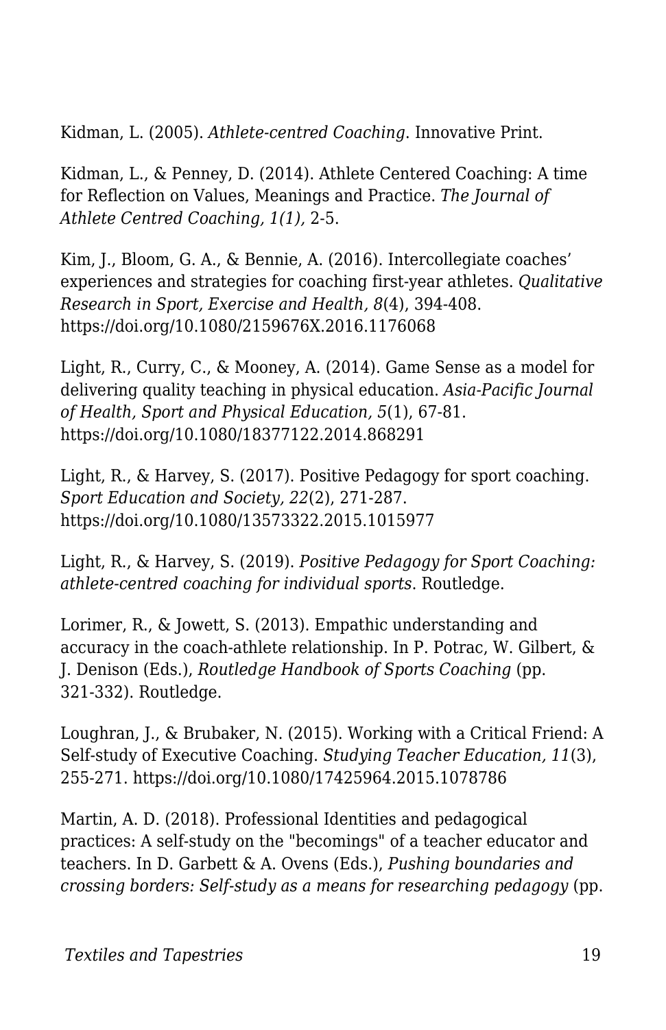Kidman, L. (2005). *Athlete-centred Coaching*. Innovative Print.

Kidman, L., & Penney, D. (2014). Athlete Centered Coaching: A time for Reflection on Values, Meanings and Practice. *The Journal of Athlete Centred Coaching, 1(1),* 2-5.

Kim, J., Bloom, G. A., & Bennie, A. (2016). Intercollegiate coaches' experiences and strategies for coaching first-year athletes. *Qualitative Research in Sport, Exercise and Health, 8*(4), 394-408. https://doi.org/10.1080/2159676X.2016.1176068

Light, R., Curry, C., & Mooney, A. (2014). Game Sense as a model for delivering quality teaching in physical education. *Asia-Pacific Journal of Health, Sport and Physical Education, 5*(1), 67-81. https://doi.org/10.1080/18377122.2014.868291

Light, R., & Harvey, S. (2017). Positive Pedagogy for sport coaching. *Sport Education and Society, 22*(2), 271-287. https://doi.org/10.1080/13573322.2015.1015977

Light, R., & Harvey, S. (2019). *Positive Pedagogy for Sport Coaching: athlete-centred coaching for individual sports*. Routledge.

Lorimer, R., & Jowett, S. (2013). Empathic understanding and accuracy in the coach-athlete relationship. In P. Potrac, W. Gilbert, & J. Denison (Eds.), *Routledge Handbook of Sports Coaching* (pp. 321-332). Routledge.

Loughran, J., & Brubaker, N. (2015). Working with a Critical Friend: A Self-study of Executive Coaching. *Studying Teacher Education, 11*(3), 255-271. https://doi.org/10.1080/17425964.2015.1078786

Martin, A. D. (2018). Professional Identities and pedagogical practices: A self-study on the "becomings" of a teacher educator and teachers. In D. Garbett & A. Ovens (Eds.), *Pushing boundaries and crossing borders: Self-study as a means for researching pedagogy* (pp.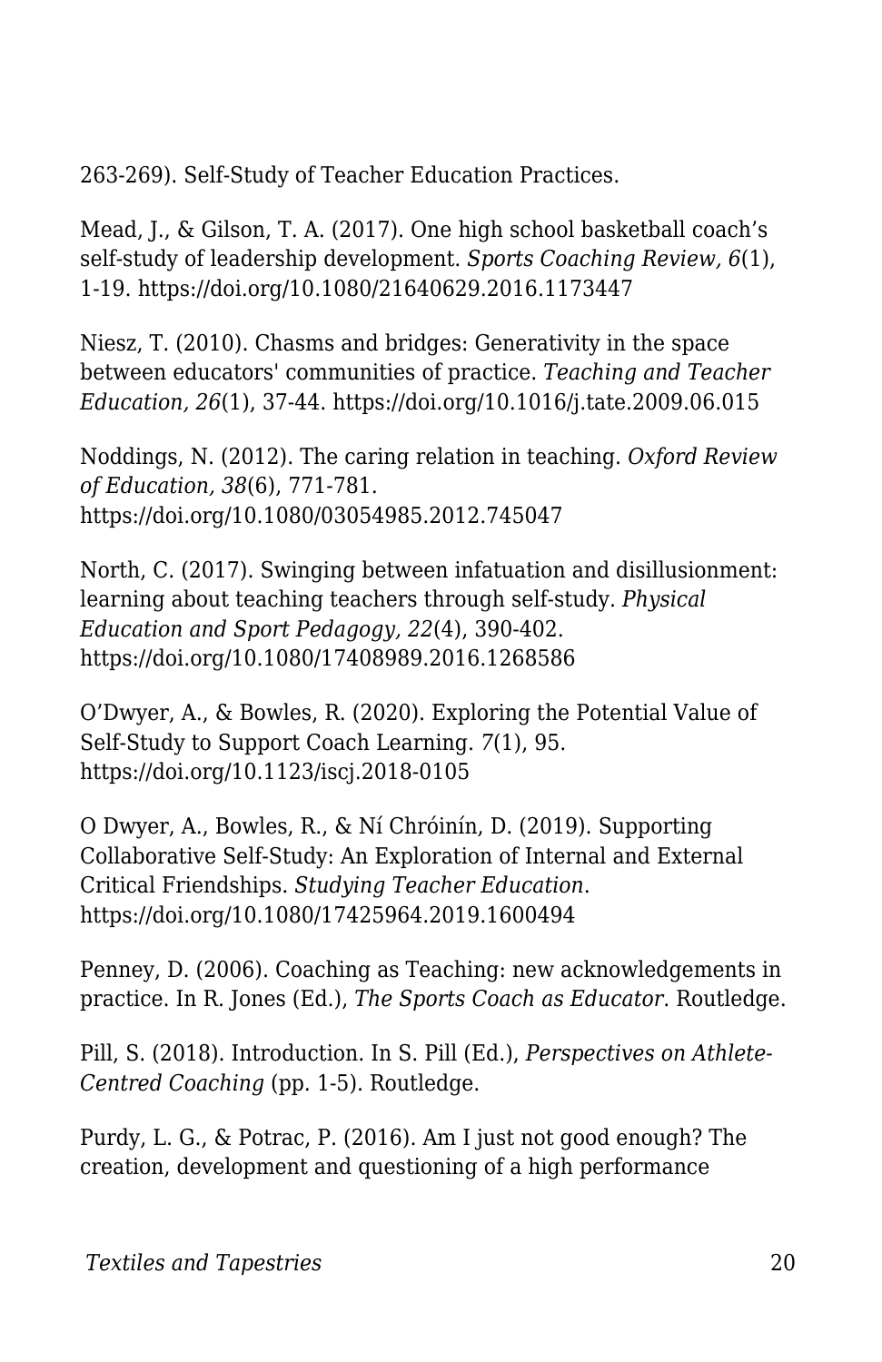263-269). Self-Study of Teacher Education Practices.

Mead, J., & Gilson, T. A. (2017). One high school basketball coach's self-study of leadership development. *Sports Coaching Review, 6*(1), 1-19. https://doi.org/10.1080/21640629.2016.1173447

Niesz, T. (2010). Chasms and bridges: Generativity in the space between educators' communities of practice. *Teaching and Teacher Education, 26*(1), 37-44. https://doi.org/10.1016/j.tate.2009.06.015

Noddings, N. (2012). The caring relation in teaching. *Oxford Review of Education, 38*(6), 771-781. https://doi.org/10.1080/03054985.2012.745047

North, C. (2017). Swinging between infatuation and disillusionment: learning about teaching teachers through self-study. *Physical Education and Sport Pedagogy, 22*(4), 390-402. https://doi.org/10.1080/17408989.2016.1268586

O'Dwyer, A., & Bowles, R. (2020). Exploring the Potential Value of Self-Study to Support Coach Learning. *7*(1), 95. https://doi.org/10.1123/iscj.2018-0105

O Dwyer, A., Bowles, R., & Ní Chróinín, D. (2019). Supporting Collaborative Self-Study: An Exploration of Internal and External Critical Friendships. *Studying Teacher Education*. https://doi.org/10.1080/17425964.2019.1600494

Penney, D. (2006). Coaching as Teaching: new acknowledgements in practice. In R. Jones (Ed.), *The Sports Coach as Educator*. Routledge.

Pill, S. (2018). Introduction. In S. Pill (Ed.), *Perspectives on Athlete-Centred Coaching* (pp. 1-5). Routledge.

Purdy, L. G., & Potrac, P. (2016). Am I just not good enough? The creation, development and questioning of a high performance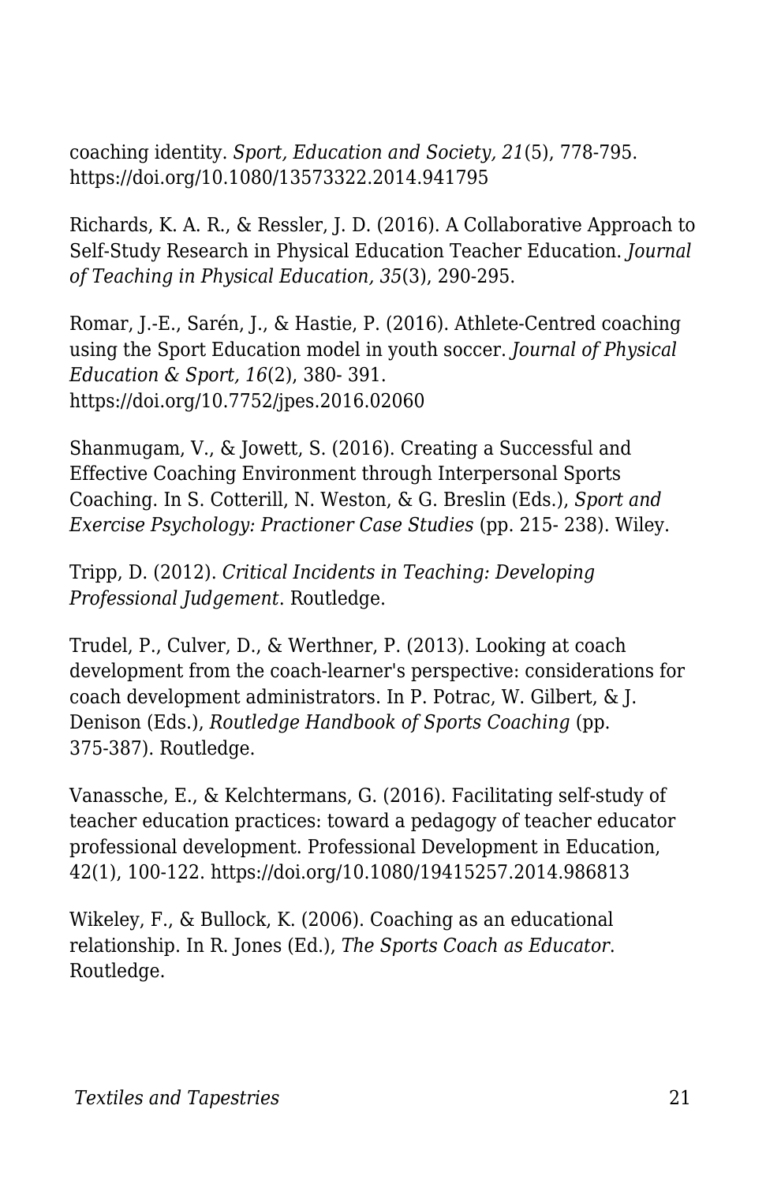coaching identity. *Sport, Education and Society, 21*(5), 778-795. https://doi.org/10.1080/13573322.2014.941795

Richards, K. A. R., & Ressler, J. D. (2016). A Collaborative Approach to Self-Study Research in Physical Education Teacher Education. *Journal of Teaching in Physical Education, 35*(3), 290-295.

Romar, J.-E., Sarén, J., & Hastie, P. (2016). Athlete-Centred coaching using the Sport Education model in youth soccer. *Journal of Physical Education & Sport, 16*(2), 380- 391. https://doi.org/10.7752/jpes.2016.02060

Shanmugam, V., & Jowett, S. (2016). Creating a Successful and Effective Coaching Environment through Interpersonal Sports Coaching. In S. Cotterill, N. Weston, & G. Breslin (Eds.), *Sport and Exercise Psychology: Practioner Case Studies* (pp. 215- 238). Wiley.

Tripp, D. (2012). *Critical Incidents in Teaching: Developing Professional Judgement*. Routledge.

Trudel, P., Culver, D., & Werthner, P. (2013). Looking at coach development from the coach-learner's perspective: considerations for coach development administrators. In P. Potrac, W. Gilbert, & J. Denison (Eds.), *Routledge Handbook of Sports Coaching* (pp. 375-387). Routledge.

Vanassche, E., & Kelchtermans, G. (2016). Facilitating self-study of teacher education practices: toward a pedagogy of teacher educator professional development. Professional Development in Education, 42(1), 100-122. https://doi.org/10.1080/19415257.2014.986813

Wikeley, F., & Bullock, K. (2006). Coaching as an educational relationship. In R. Jones (Ed.), *The Sports Coach as Educator*. Routledge.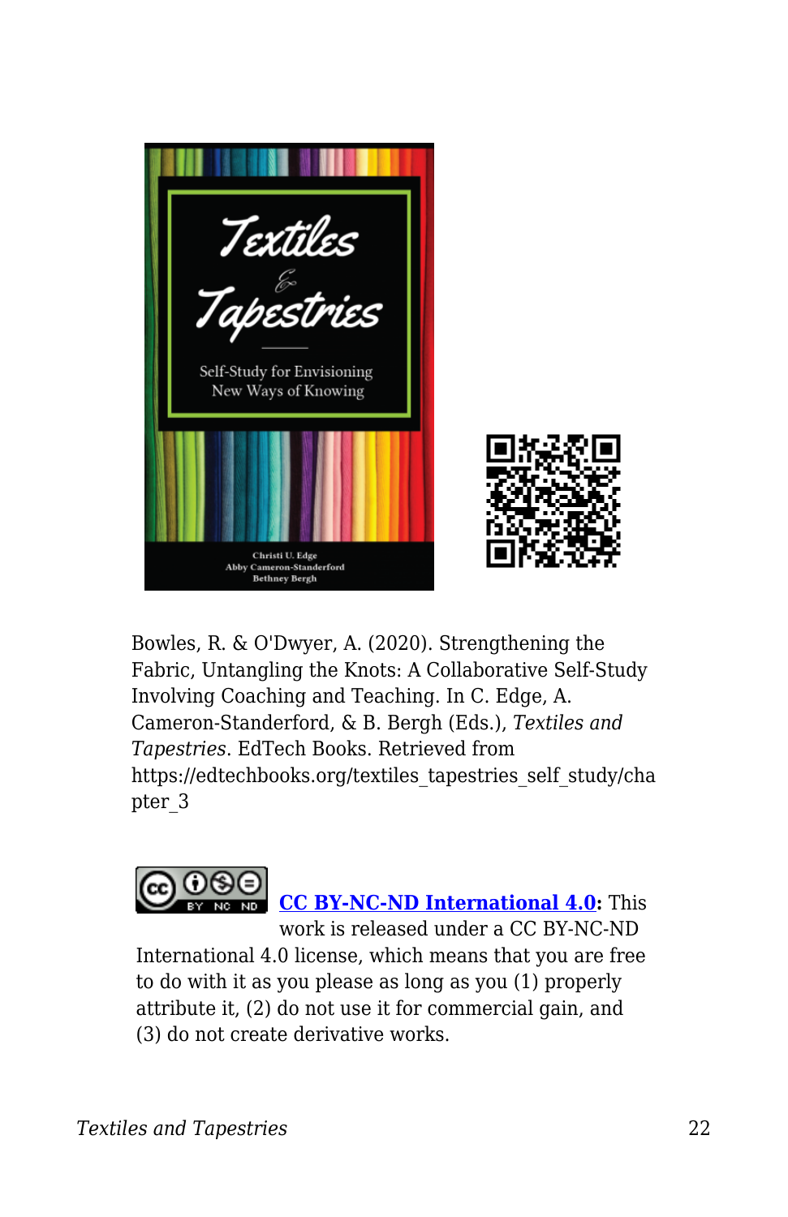Bowles, R. & O'Dwyer, A. (2020). Strengthening the Fabric, Untangling the Knots: A Collaborative Self-Study Involving Coaching and Teaching. In C. Edge, A. Cameron-Standerford, & B. Bergh (Eds.), *Textiles and Tapestries*. EdTech Books. Retrieved from https://edtechbooks.org/textiles_tapestries_self_study/chapter_3

**CC BY-NC-ND International 4.0:** This work is released under a CC BY-NC-ND International 4.0 license, which means that you are free to do with it as you please as long as you (1) properly attribute it, (2) do not use it for commercial gain, and (3) do not create derivative works.